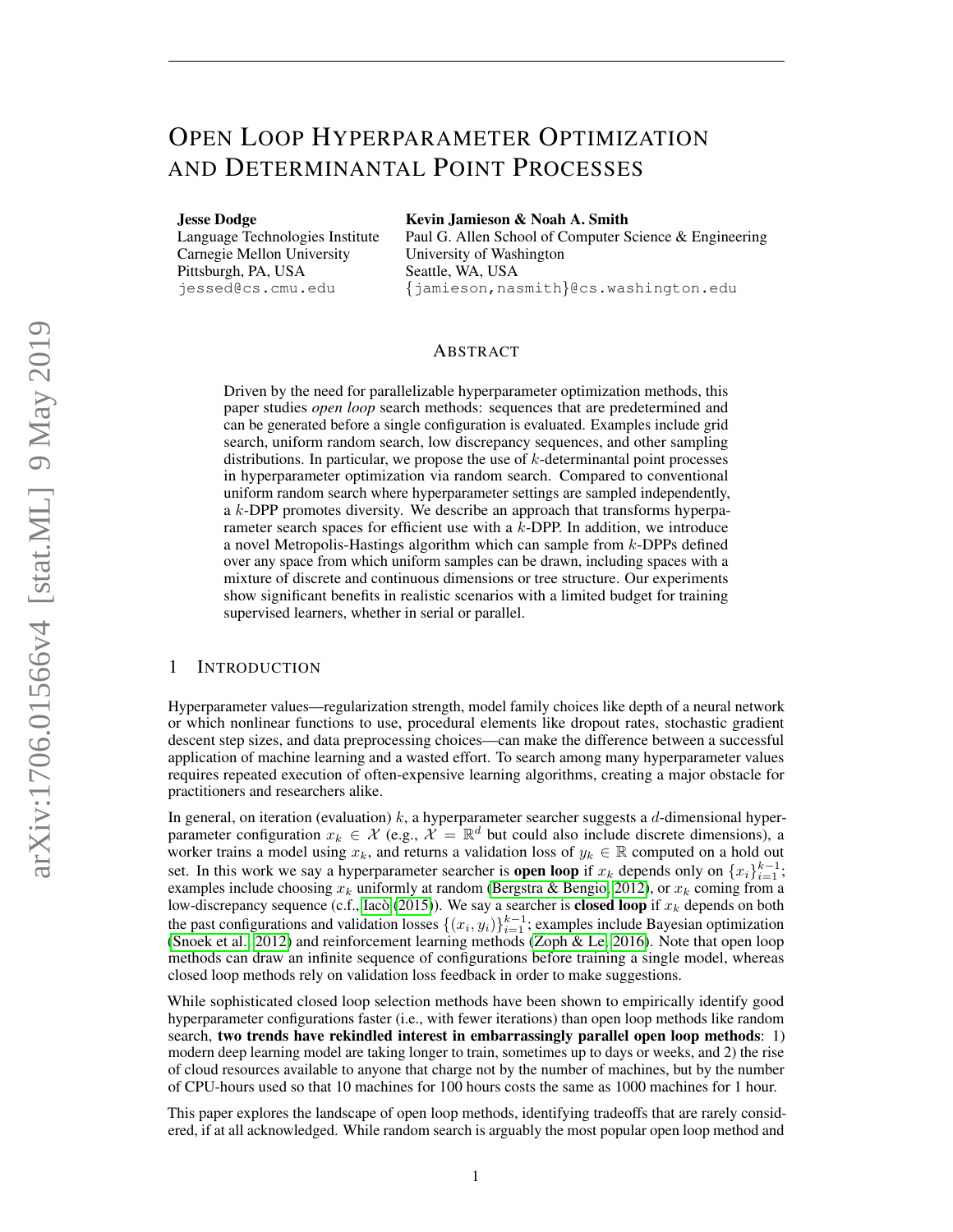# Open Loop Hyperparameter Optimization and Determinantal Point Processes

**Jesse Dodge**
Language Technologies Institute
Carnegie Mellon University
Pittsburgh, PA, USA
jessed@cs.cmu.edu

**Kevin Jamieson & Noah A. Smith**
Paul G. Allen School of Computer Science & Engineering
University of Washington
Seattle, WA, USA
{jamieson,nasmith}@cs.washington.edu

## Abstract

Driven by the need for parallelizable hyperparameter optimization methods, this paper studies *open loop* search methods: sequences that are predetermined and can be generated before a single configuration is evaluated. Examples include grid search, uniform random search, low discrepancy sequences, and other sampling distributions. In particular, we propose the use of $k$-determinantal point processes in hyperparameter optimization via random search. Compared to conventional uniform random search where hyperparameter settings are sampled independently, a $k$-DPP promotes diversity. We describe an approach that transforms hyperparameter search spaces for efficient use with a $k$-DPP. In addition, we introduce a novel Metropolis-Hastings algorithm which can sample from $k$-DPPs defined over any space from which uniform samples can be drawn, including spaces with a mixture of discrete and continuous dimensions or tree structure. Our experiments show significant benefits in realistic scenarios with a limited budget for training supervised learners, whether in serial or parallel.

## 1 Introduction

Hyperparameter values—regularization strength, model family choices like depth of a neural network or which nonlinear functions to use, procedural elements like dropout rates, stochastic gradient descent step sizes, and data preprocessing choices—can make the difference between a successful application of machine learning and a wasted effort. To search among many hyperparameter values requires repeated execution of often-expensive learning algorithms, creating a major obstacle for practitioners and researchers alike.

In general, on iteration (evaluation) $k$, a hyperparameter searcher suggests a $d$-dimensional hyperparameter configuration $x_k \in \mathcal{X}$ (e.g., $\mathcal{X} = \mathbb{R}^d$ but could also include discrete dimensions), a worker trains a model using $x_k$, and returns a validation loss of $y_k \in \mathbb{R}$ computed on a hold out set. In this work we say a hyperparameter searcher is **open loop** if $x_k$ depends only on $\{x_i\}_{i=1}^{k-1}$; examples include choosing $x_k$ uniformly at random (Bergstra & Bengio, 2012), or $x_k$ coming from a low-discrepancy sequence (c.f., Iacò (2015)). We say a searcher is **closed loop** if $x_k$ depends on both the past configurations and validation losses $\{(x_i, y_i)\}_{i=1}^{k-1}$; examples include Bayesian optimization (Snoek et al., 2012) and reinforcement learning methods (Zoph & Le, 2016). Note that open loop methods can draw an infinite sequence of configurations before training a single model, whereas closed loop methods rely on validation loss feedback in order to make suggestions.

While sophisticated closed loop selection methods have been shown to empirically identify good hyperparameter configurations faster (i.e., with fewer iterations) than open loop methods like random search, **two trends have rekindled interest in embarrassingly parallel open loop methods**: 1) modern deep learning model are taking longer to train, sometimes up to days or weeks, and 2) the rise of cloud resources available to anyone that charge not by the number of machines, but by the number of CPU-hours used so that 10 machines for 100 hours costs the same as 1000 machines for 1 hour.

This paper explores the landscape of open loop methods, identifying tradeoffs that are rarely considered, if at all acknowledged. While random search is arguably the most popular open loop method and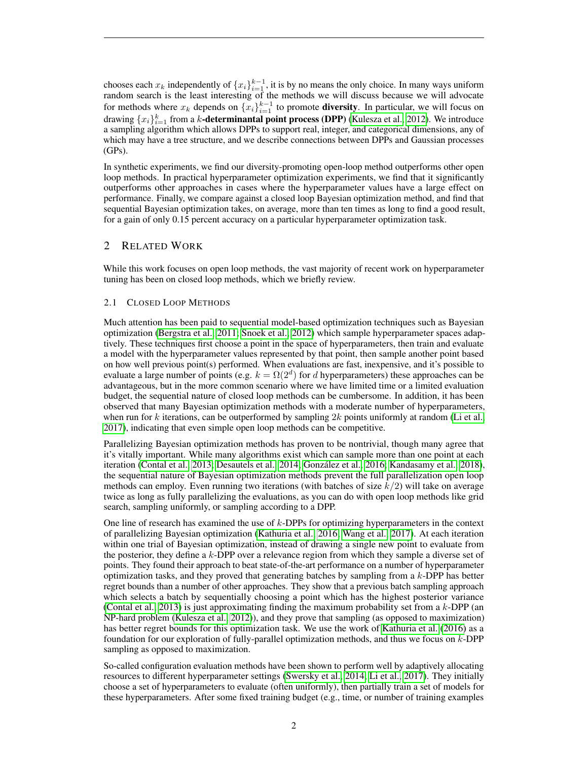chooses each $x_k$ independently of $\{x_i\}_{i=1}^{k-1}$, it is by no means the only choice. In many ways uniform random search is the least interesting of the methods we will discuss because we will advocate for methods where $x_k$ depends on $\{x_i\}_{i=1}^{k-1}$ to promote **diversity**. In particular, we will focus on drawing $\{x_i\}_{i=1}^{k}$ from a $k$**-determinantal point process (DPP)** (Kulesza et al., 2012). We introduce a sampling algorithm which allows DPPs to support real, integer, and categorical dimensions, any of which may have a tree structure, and we describe connections between DPPs and Gaussian processes (GPs).

In synthetic experiments, we find our diversity-promoting open-loop method outperforms other open loop methods. In practical hyperparameter optimization experiments, we find that it significantly outperforms other approaches in cases where the hyperparameter values have a large effect on performance. Finally, we compare against a closed loop Bayesian optimization method, and find that sequential Bayesian optimization takes, on average, more than ten times as long to find a good result, for a gain of only 0.15 percent accuracy on a particular hyperparameter optimization task.

## 2 Related Work

While this work focuses on open loop methods, the vast majority of recent work on hyperparameter tuning has been on closed loop methods, which we briefly review.

### 2.1 Closed Loop Methods

Much attention has been paid to sequential model-based optimization techniques such as Bayesian optimization (Bergstra et al., 2011; Snoek et al., 2012) which sample hyperparameter spaces adaptively. These techniques first choose a point in the space of hyperparameters, then train and evaluate a model with the hyperparameter values represented by that point, then sample another point based on how well previous point(s) performed. When evaluations are fast, inexpensive, and it's possible to evaluate a large number of points (e.g. $k = \Omega(2^d)$ for $d$ hyperparameters) these approaches can be advantageous, but in the more common scenario where we have limited time or a limited evaluation budget, the sequential nature of closed loop methods can be cumbersome. In addition, it has been observed that many Bayesian optimization methods with a moderate number of hyperparameters, when run for $k$ iterations, can be outperformed by sampling $2k$ points uniformly at random (Li et al., 2017), indicating that even simple open loop methods can be competitive.

Parallelizing Bayesian optimization methods has proven to be nontrivial, though many agree that it's vitally important. While many algorithms exist which can sample more than one point at each iteration (Contal et al., 2013; Desautels et al., 2014; González et al., 2016; Kandasamy et al., 2018), the sequential nature of Bayesian optimization methods prevent the full parallelization open loop methods can employ. Even running two iterations (with batches of size $k/2$) will take on average twice as long as fully parallelizing the evaluations, as you can do with open loop methods like grid search, sampling uniformly, or sampling according to a DPP.

One line of research has examined the use of $k$-DPPs for optimizing hyperparameters in the context of parallelizing Bayesian optimization (Kathuria et al., 2016; Wang et al., 2017). At each iteration within one trial of Bayesian optimization, instead of drawing a single new point to evaluate from the posterior, they define a $k$-DPP over a relevance region from which they sample a diverse set of points. They found their approach to beat state-of-the-art performance on a number of hyperparameter optimization tasks, and they proved that generating batches by sampling from a $k$-DPP has better regret bounds than a number of other approaches. They show that a previous batch sampling approach which selects a batch by sequentially choosing a point which has the highest posterior variance (Contal et al., 2013) is just approximating finding the maximum probability set from a $k$-DPP (an NP-hard problem (Kulesza et al., 2012)), and they prove that sampling (as opposed to maximization) has better regret bounds for this optimization task. We use the work of Kathuria et al. (2016) as a foundation for our exploration of fully-parallel optimization methods, and thus we focus on $k$-DPP sampling as opposed to maximization.

So-called configuration evaluation methods have been shown to perform well by adaptively allocating resources to different hyperparameter settings (Swersky et al., 2014; Li et al., 2017). They initially choose a set of hyperparameters to evaluate (often uniformly), then partially train a set of models for these hyperparameters. After some fixed training budget (e.g., time, or number of training examples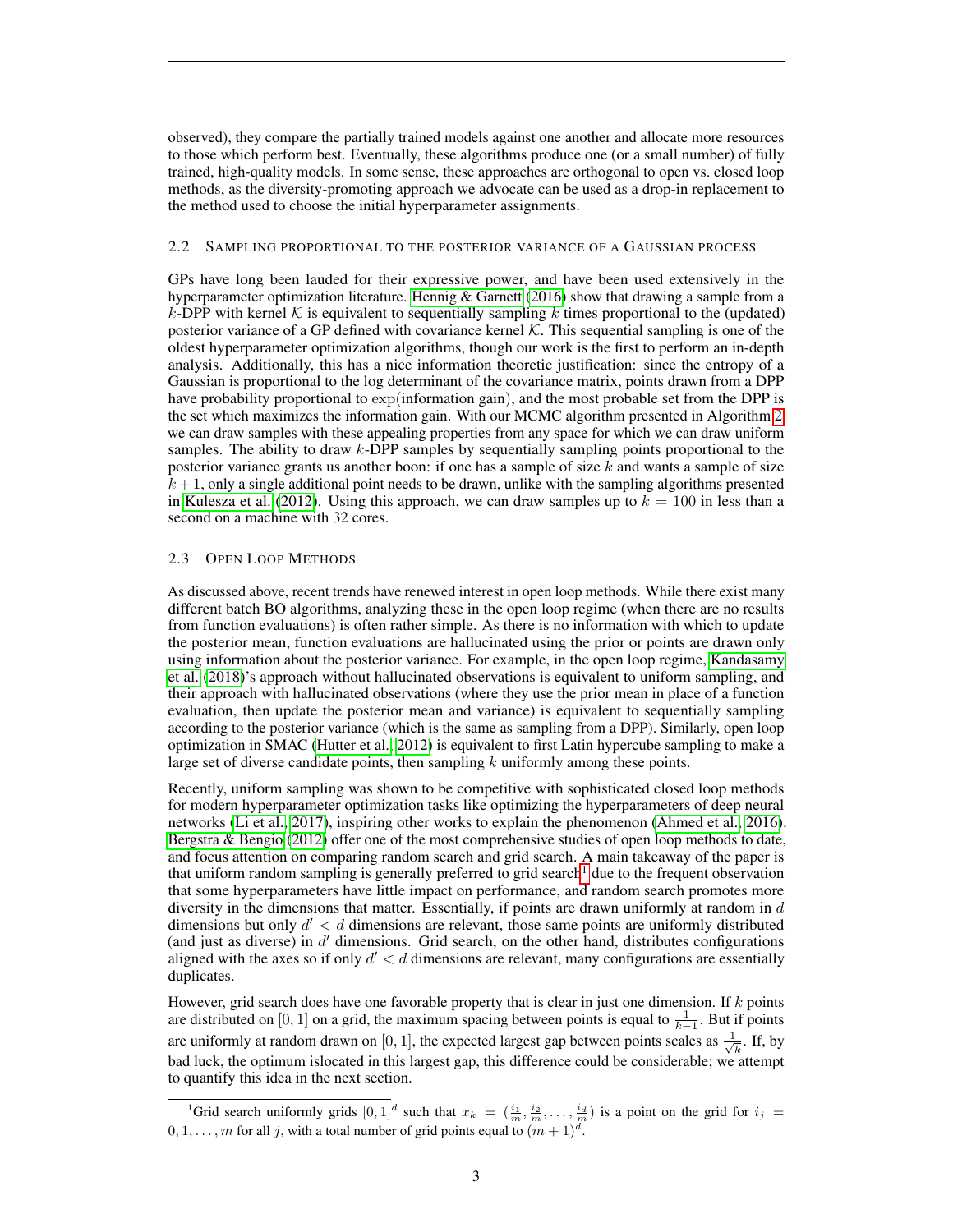observed), they compare the partially trained models against one another and allocate more resources to those which perform best. Eventually, these algorithms produce one (or a small number) of fully trained, high-quality models. In some sense, these approaches are orthogonal to open vs. closed loop methods, as the diversity-promoting approach we advocate can be used as a drop-in replacement to the method used to choose the initial hyperparameter assignments.

### 2.2 Sampling proportional to the posterior variance of a Gaussian process

GPs have long been lauded for their expressive power, and have been used extensively in the hyperparameter optimization literature. Hennig & Garnett (2016) show that drawing a sample from a $k$-DPP with kernel $\mathcal{K}$ is equivalent to sequentially sampling $k$ times proportional to the (updated) posterior variance of a GP defined with covariance kernel $\mathcal{K}$. This sequential sampling is one of the oldest hyperparameter optimization algorithms, though our work is the first to perform an in-depth analysis. Additionally, this has a nice information theoretic justification: since the entropy of a Gaussian is proportional to the log determinant of the covariance matrix, points drawn from a DPP have probability proportional to $\exp(\text{information gain})$, and the most probable set from the DPP is the set which maximizes the information gain. With our MCMC algorithm presented in Algorithm 2, we can draw samples with these appealing properties from any space for which we can draw uniform samples. The ability to draw $k$-DPP samples by sequentially sampling points proportional to the posterior variance grants us another boon: if one has a sample of size $k$ and wants a sample of size $k+1$, only a single additional point needs to be drawn, unlike with the sampling algorithms presented in Kulesza et al. (2012). Using this approach, we can draw samples up to $k = 100$ in less than a second on a machine with 32 cores.

### 2.3 Open Loop Methods

As discussed above, recent trends have renewed interest in open loop methods. While there exist many different batch BO algorithms, analyzing these in the open loop regime (when there are no results from function evaluations) is often rather simple. As there is no information with which to update the posterior mean, function evaluations are hallucinated using the prior or points are drawn only using information about the posterior variance. For example, in the open loop regime, Kandasamy et al. (2018)'s approach without hallucinated observations is equivalent to uniform sampling, and their approach with hallucinated observations (where they use the prior mean in place of a function evaluation, then update the posterior mean and variance) is equivalent to sequentially sampling according to the posterior variance (which is the same as sampling from a DPP). Similarly, open loop optimization in SMAC (Hutter et al., 2012) is equivalent to first Latin hypercube sampling to make a large set of diverse candidate points, then sampling $k$ uniformly among these points.

Recently, uniform sampling was shown to be competitive with sophisticated closed loop methods for modern hyperparameter optimization tasks like optimizing the hyperparameters of deep neural networks (Li et al., 2017), inspiring other works to explain the phenomenon (Ahmed et al., 2016). Bergstra & Bengio (2012) offer one of the most comprehensive studies of open loop methods to date, and focus attention on comparing random search and grid search. A main takeaway of the paper is that uniform random sampling is generally preferred to grid search[1] due to the frequent observation that some hyperparameters have little impact on performance, and random search promotes more diversity in the dimensions that matter. Essentially, if points are drawn uniformly at random in $d$ dimensions but only $d' < d$ dimensions are relevant, those same points are uniformly distributed (and just as diverse) in $d'$ dimensions. Grid search, on the other hand, distributes configurations aligned with the axes so if only $d' < d$ dimensions are relevant, many configurations are essentially duplicates.

However, grid search does have one favorable property that is clear in just one dimension. If $k$ points are distributed on $[0, 1]$ on a grid, the maximum spacing between points is equal to $\frac{1}{k-1}$. But if points are uniformly at random drawn on $[0, 1]$, the expected largest gap between points scales as $\frac{1}{\sqrt{k}}$. If, by bad luck, the optimum islocated in this largest gap, this difference could be considerable; we attempt to quantify this idea in the next section.

[1] Grid search uniformly grids $[0, 1]^d$ such that $x_k = (\frac{i_1}{m}, \frac{i_2}{m}, \ldots, \frac{i_d}{m})$ is a point on the grid for $i_j = 0, 1, \ldots, m$ for all $j$, with a total number of grid points equal to $(m+1)^d$.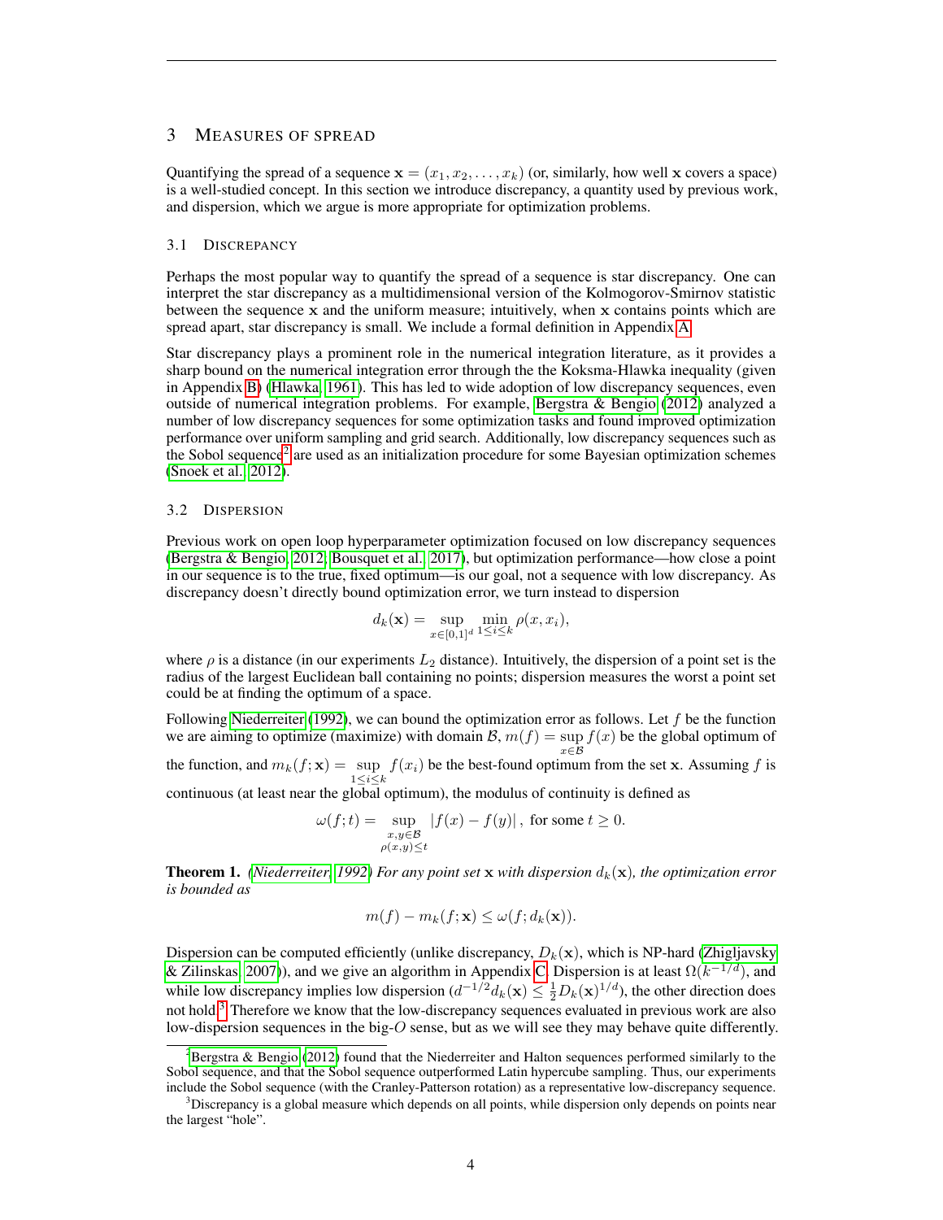## 3 MEASURES OF SPREAD

Quantifying the spread of a sequence $\mathbf{x} = (x_1, x_2, \ldots, x_k)$ (or, similarly, how well $\mathbf{x}$ covers a space) is a well-studied concept. In this section we introduce discrepancy, a quantity used by previous work, and dispersion, which we argue is more appropriate for optimization problems.

### 3.1 DISCREPANCY

Perhaps the most popular way to quantify the spread of a sequence is star discrepancy. One can interpret the star discrepancy as a multidimensional version of the Kolmogorov-Smirnov statistic between the sequence $\mathbf{x}$ and the uniform measure; intuitively, when $\mathbf{x}$ contains points which are spread apart, star discrepancy is small. We include a formal definition in Appendix A.

Star discrepancy plays a prominent role in the numerical integration literature, as it provides a sharp bound on the numerical integration error through the the Koksma-Hlawka inequality (given in Appendix B) (Hlawka, 1961). This has led to wide adoption of low discrepancy sequences, even outside of numerical integration problems. For example, Bergstra & Bengio (2012) analyzed a number of low discrepancy sequences for some optimization tasks and found improved optimization performance over uniform sampling and grid search. Additionally, low discrepancy sequences such as the Sobol sequence[2] are used as an initialization procedure for some Bayesian optimization schemes (Snoek et al., 2012).

### 3.2 DISPERSION

Previous work on open loop hyperparameter optimization focused on low discrepancy sequences (Bergstra & Bengio, 2012; Bousquet et al., 2017), but optimization performance—how close a point in our sequence is to the true, fixed optimum—is our goal, not a sequence with low discrepancy. As discrepancy doesn't directly bound optimization error, we turn instead to dispersion

$$d_k(\mathbf{x}) = \sup_{x \in [0,1]^d} \min_{1 \leq i \leq k} \rho(x, x_i),$$

where $\rho$ is a distance (in our experiments $L_2$ distance). Intuitively, the dispersion of a point set is the radius of the largest Euclidean ball containing no points; dispersion measures the worst a point set could be at finding the optimum of a space.

Following Niederreiter (1992), we can bound the optimization error as follows. Let $f$ be the function we are aiming to optimize (maximize) with domain $\mathcal{B}$, $m(f) = \sup_{x \in \mathcal{B}} f(x)$ be the global optimum of the function, and $m_k(f; \mathbf{x}) = \sup_{1 \leq i \leq k} f(x_i)$ be the best-found optimum from the set $\mathbf{x}$. Assuming $f$ is continuous (at least near the global optimum), the modulus of continuity is defined as

$$\omega(f; t) = \sup_{\substack{x, y \in \mathcal{B} \\ \rho(x,y) \leq t}} |f(x) - f(y)|, \text{ for some } t \geq 0.$$

**Theorem 1.** *(Niederreiter, 1992) For any point set $\mathbf{x}$ with dispersion $d_k(\mathbf{x})$, the optimization error is bounded as*

$$m(f) - m_k(f; \mathbf{x}) \leq \omega(f; d_k(\mathbf{x})).$$

Dispersion can be computed efficiently (unlike discrepancy, $D_k(\mathbf{x})$, which is NP-hard (Zhigljavsky & Zilinskas, 2007)), and we give an algorithm in Appendix C. Dispersion is at least $\Omega(k^{-1/d})$, and while low discrepancy implies low dispersion ($d^{-1/2} d_k(\mathbf{x}) \leq \frac{1}{2} D_k(\mathbf{x})^{1/d}$), the other direction does not hold.[3] Therefore we know that the low-discrepancy sequences evaluated in previous work are also low-dispersion sequences in the big-$O$ sense, but as we will see they may behave quite differently.

[2] Bergstra & Bengio (2012) found that the Niederreiter and Halton sequences performed similarly to the Sobol sequence, and that the Sobol sequence outperformed Latin hypercube sampling. Thus, our experiments include the Sobol sequence (with the Cranley-Patterson rotation) as a representative low-discrepancy sequence.

[3] Discrepancy is a global measure which depends on all points, while dispersion only depends on points near the largest "hole".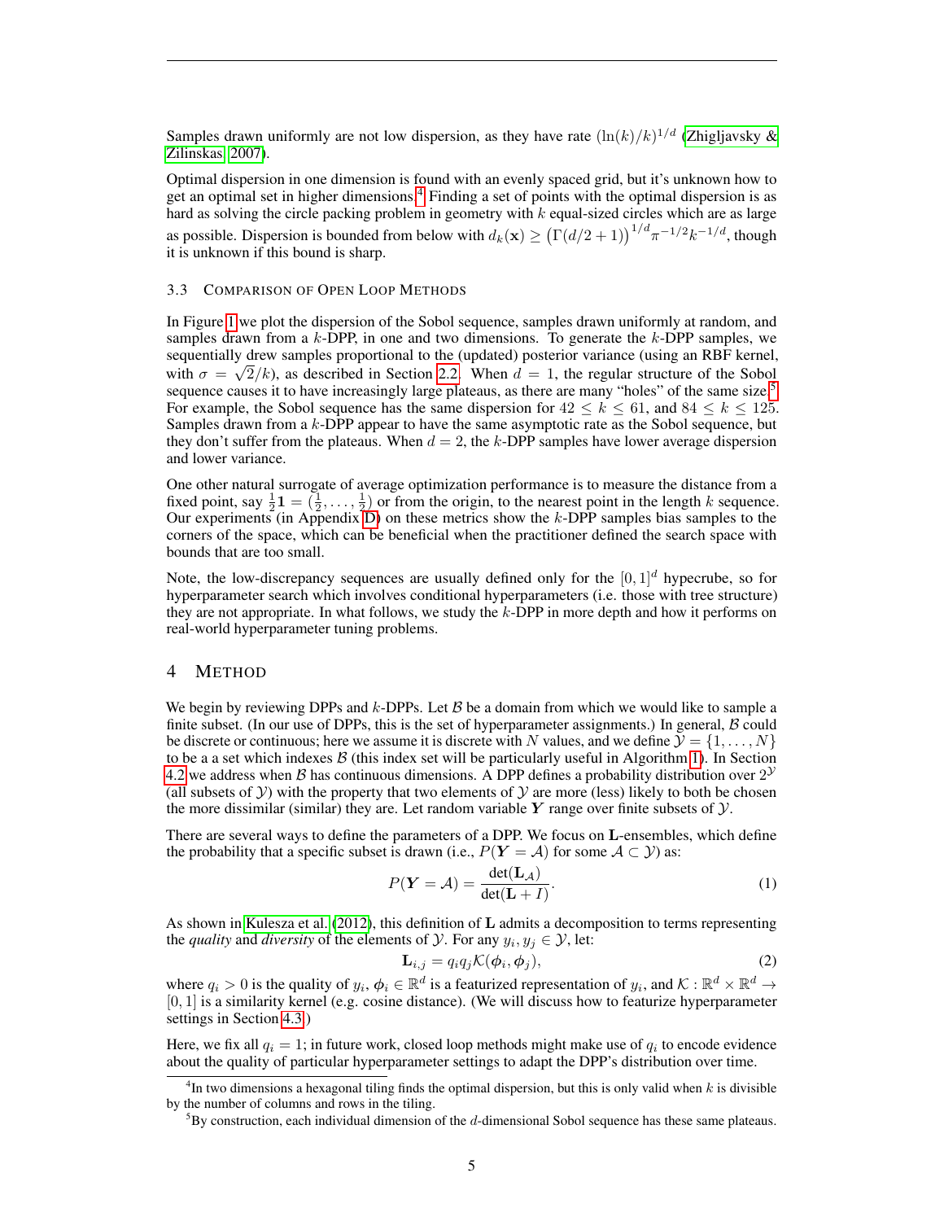Samples drawn uniformly are not low dispersion, as they have rate $(\ln(k)/k)^{1/d}$ (Zhigljavsky & Zilinskas, 2007).

Optimal dispersion in one dimension is found with an evenly spaced grid, but it's unknown how to get an optimal set in higher dimensions.[4] Finding a set of points with the optimal dispersion is as hard as solving the circle packing problem in geometry with $k$ equal-sized circles which are as large as possible. Dispersion is bounded from below with $d_k(\mathbf{x}) \geq \left(\Gamma(d/2+1)\right)^{1/d} \pi^{-1/2} k^{-1/d}$, though it is unknown if this bound is sharp.

### 3.3 Comparison of Open Loop Methods

In Figure 1 we plot the dispersion of the Sobol sequence, samples drawn uniformly at random, and samples drawn from a $k$-DPP, in one and two dimensions. To generate the $k$-DPP samples, we sequentially drew samples proportional to the (updated) posterior variance (using an RBF kernel, with $\sigma = \sqrt{2}/k$), as described in Section 2.2. When $d = 1$, the regular structure of the Sobol sequence causes it to have increasingly large plateaus, as there are many "holes" of the same size.[5] For example, the Sobol sequence has the same dispersion for $42 \leq k \leq 61$, and $84 \leq k \leq 125$. Samples drawn from a $k$-DPP appear to have the same asymptotic rate as the Sobol sequence, but they don't suffer from the plateaus. When $d = 2$, the $k$-DPP samples have lower average dispersion and lower variance.

One other natural surrogate of average optimization performance is to measure the distance from a fixed point, say $\frac{1}{2}\mathbf{1} = (\frac{1}{2}, \ldots, \frac{1}{2})$ or from the origin, to the nearest point in the length $k$ sequence. Our experiments (in Appendix D) on these metrics show the $k$-DPP samples bias samples to the corners of the space, which can be beneficial when the practitioner defined the search space with bounds that are too small.

Note, the low-discrepancy sequences are usually defined only for the $[0,1]^d$ hypecrube, so for hyperparameter search which involves conditional hyperparameters (i.e. those with tree structure) they are not appropriate. In what follows, we study the $k$-DPP in more depth and how it performs on real-world hyperparameter tuning problems.

## 4 Method

We begin by reviewing DPPs and $k$-DPPs. Let $\mathcal{B}$ be a domain from which we would like to sample a finite subset. (In our use of DPPs, this is the set of hyperparameter assignments.) In general, $\mathcal{B}$ could be discrete or continuous; here we assume it is discrete with $N$ values, and we define $\mathcal{Y} = \{1, \ldots, N\}$ to be a a set which indexes $\mathcal{B}$ (this index set will be particularly useful in Algorithm 1). In Section 4.2 we address when $\mathcal{B}$ has continuous dimensions. A DPP defines a probability distribution over $2^{\mathcal{Y}}$ (all subsets of $\mathcal{Y}$) with the property that two elements of $\mathcal{Y}$ are more (less) likely to both be chosen the more dissimilar (similar) they are. Let random variable $\boldsymbol{Y}$ range over finite subsets of $\mathcal{Y}$.

There are several ways to define the parameters of a DPP. We focus on $\mathbf{L}$-ensembles, which define the probability that a specific subset is drawn (i.e., $P(\boldsymbol{Y} = \mathcal{A})$ for some $\mathcal{A} \subset \mathcal{Y}$) as:

$$P(\boldsymbol{Y} = \mathcal{A}) = \frac{\det(\mathbf{L}_{\mathcal{A}})}{\det(\mathbf{L} + I)}. \tag{1}$$

As shown in Kulesza et al. (2012), this definition of $\mathbf{L}$ admits a decomposition to terms representing the *quality* and *diversity* of the elements of $\mathcal{Y}$. For any $y_i, y_j \in \mathcal{Y}$, let:

$$\mathbf{L}_{i,j} = q_i q_j \mathcal{K}(\boldsymbol{\phi}_i, \boldsymbol{\phi}_j), \tag{2}$$

where $q_i > 0$ is the quality of $y_i$, $\boldsymbol{\phi}_i \in \mathbb{R}^d$ is a featurized representation of $y_i$, and $\mathcal{K} : \mathbb{R}^d \times \mathbb{R}^d \to [0, 1]$ is a similarity kernel (e.g. cosine distance). (We will discuss how to featurize hyperparameter settings in Section 4.3.)

Here, we fix all $q_i = 1$; in future work, closed loop methods might make use of $q_i$ to encode evidence about the quality of particular hyperparameter settings to adapt the DPP's distribution over time.

[4] In two dimensions a hexagonal tiling finds the optimal dispersion, but this is only valid when $k$ is divisible by the number of columns and rows in the tiling.

[5] By construction, each individual dimension of the $d$-dimensional Sobol sequence has these same plateaus.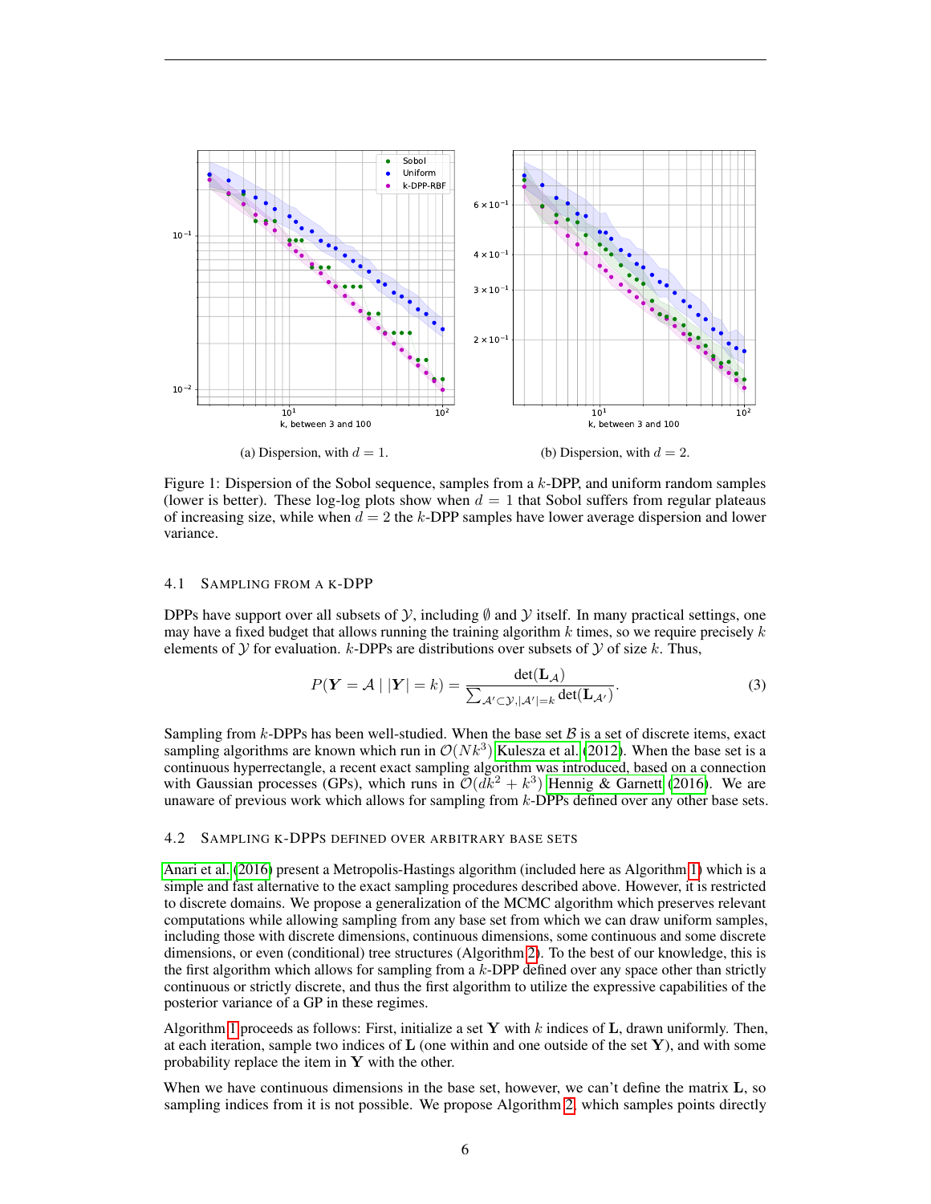(a) Dispersion, with $d = 1$.

(b) Dispersion, with $d = 2$.

Figure 1: Dispersion of the Sobol sequence, samples from a $k$-DPP, and uniform random samples (lower is better). These log-log plots show when $d = 1$ that Sobol suffers from regular plateaus of increasing size, while when $d = 2$ the $k$-DPP samples have lower average dispersion and lower variance.

### 4.1 Sampling from a k-DPP

DPPs have support over all subsets of $\mathcal{Y}$, including $\emptyset$ and $\mathcal{Y}$ itself. In many practical settings, one may have a fixed budget that allows running the training algorithm $k$ times, so we require precisely $k$ elements of $\mathcal{Y}$ for evaluation. $k$-DPPs are distributions over subsets of $\mathcal{Y}$ of size $k$. Thus,

$$P(\boldsymbol{Y} = \mathcal{A} \mid |\boldsymbol{Y}| = k) = \frac{\det(\mathbf{L}_{\mathcal{A}})}{\sum_{\mathcal{A}' \subset \mathcal{Y}, |\mathcal{A}'|=k} \det(\mathbf{L}_{\mathcal{A}'})}. \tag{3}$$

Sampling from $k$-DPPs has been well-studied. When the base set $\mathcal{B}$ is a set of discrete items, exact sampling algorithms are known which run in $\mathcal{O}(Nk^3)$ Kulesza et al. (2012). When the base set is a continuous hyperrectangle, a recent exact sampling algorithm was introduced, based on a connection with Gaussian processes (GPs), which runs in $\mathcal{O}(dk^2 + k^3)$ Hennig & Garnett (2016). We are unaware of previous work which allows for sampling from $k$-DPPs defined over any other base sets.

### 4.2 Sampling k-DPPs defined over arbitrary base sets

Anari et al. (2016) present a Metropolis-Hastings algorithm (included here as Algorithm 1) which is a simple and fast alternative to the exact sampling procedures described above. However, it is restricted to discrete domains. We propose a generalization of the MCMC algorithm which preserves relevant computations while allowing sampling from any base set from which we can draw uniform samples, including those with discrete dimensions, continuous dimensions, some continuous and some discrete dimensions, or even (conditional) tree structures (Algorithm 2). To the best of our knowledge, this is the first algorithm which allows for sampling from a $k$-DPP defined over any space other than strictly continuous or strictly discrete, and thus the first algorithm to utilize the expressive capabilities of the posterior variance of a GP in these regimes.

Algorithm 1 proceeds as follows: First, initialize a set $\mathbf{Y}$ with $k$ indices of $\mathbf{L}$, drawn uniformly. Then, at each iteration, sample two indices of $\mathbf{L}$ (one within and one outside of the set $\mathbf{Y}$), and with some probability replace the item in $\mathbf{Y}$ with the other.

When we have continuous dimensions in the base set, however, we can't define the matrix $\mathbf{L}$, so sampling indices from it is not possible. We propose Algorithm 2, which samples points directly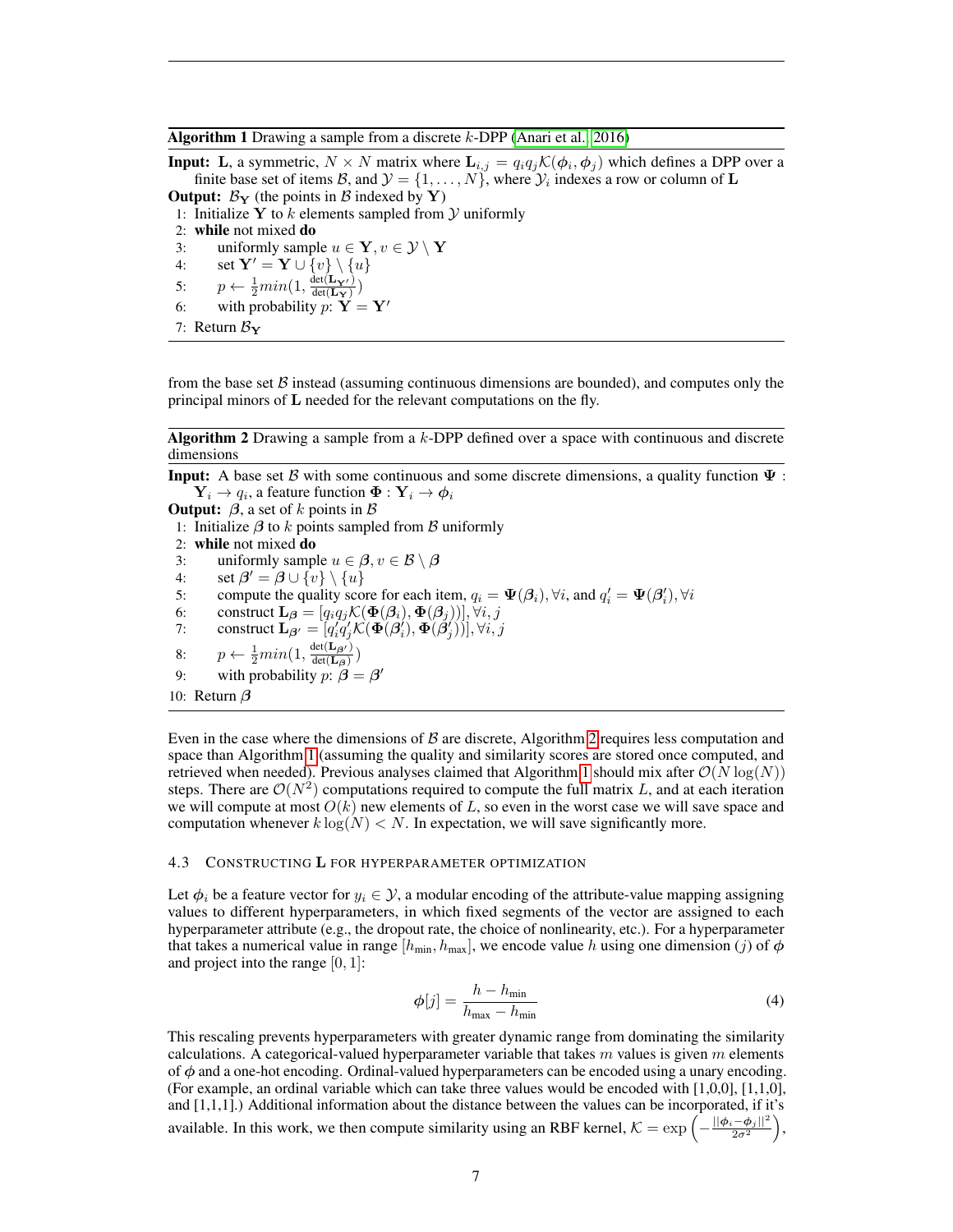**Algorithm 1** Drawing a sample from a discrete $k$-DPP (Anari et al., 2016)

**Input:** $\mathbf{L}$, a symmetric, $N \times N$ matrix where $\mathbf{L}_{i,j} = q_i q_j \mathcal{K}(\boldsymbol{\phi}_i, \boldsymbol{\phi}_j)$ which defines a DPP over a finite base set of items $\mathcal{B}$, and $\mathcal{Y} = \{1, \ldots, N\}$, where $\mathcal{Y}_i$ indexes a row or column of $\mathbf{L}$
**Output:** $\mathcal{B}_{\mathbf{Y}}$ (the points in $\mathcal{B}$ indexed by $\mathbf{Y}$)

1: Initialize $\mathbf{Y}$ to $k$ elements sampled from $\mathcal{Y}$ uniformly
2: **while** not mixed **do**
3: uniformly sample $u \in \mathbf{Y}, v \in \mathcal{Y} \setminus \mathbf{Y}$
4: set $\mathbf{Y}' = \mathbf{Y} \cup \{v\} \setminus \{u\}$
5: $p \leftarrow \frac{1}{2} min(1, \frac{\det(\mathbf{L}_{\mathbf{Y}'})}{\det(\mathbf{L}_{\mathbf{Y}})})$
6: with probability $p$: $\mathbf{Y} = \mathbf{Y}'$
7: Return $\mathcal{B}_{\mathbf{Y}}$

from the base set $\mathcal{B}$ instead (assuming continuous dimensions are bounded), and computes only the principal minors of $\mathbf{L}$ needed for the relevant computations on the fly.

**Algorithm 2** Drawing a sample from a $k$-DPP defined over a space with continuous and discrete dimensions

**Input:** A base set $\mathcal{B}$ with some continuous and some discrete dimensions, a quality function $\mathbf{\Psi} : \mathbf{Y}_i \rightarrow q_i$, a feature function $\mathbf{\Phi} : \mathbf{Y}_i \rightarrow \boldsymbol{\phi}_i$
**Output:** $\boldsymbol{\beta}$, a set of $k$ points in $\mathcal{B}$

1: Initialize $\boldsymbol{\beta}$ to $k$ points sampled from $\mathcal{B}$ uniformly
2: **while** not mixed **do**
3: uniformly sample $u \in \boldsymbol{\beta}, v \in \mathcal{B} \setminus \boldsymbol{\beta}$
4: set $\boldsymbol{\beta}' = \boldsymbol{\beta} \cup \{v\} \setminus \{u\}$
5: compute the quality score for each item, $q_i = \mathbf{\Psi}(\boldsymbol{\beta}_i), \forall i$, and $q'_i = \mathbf{\Psi}(\boldsymbol{\beta}'_i), \forall i$
6: construct $\mathbf{L}_{\boldsymbol{\beta}} = [q_i q_j \mathcal{K}(\mathbf{\Phi}(\boldsymbol{\beta}_i), \mathbf{\Phi}(\boldsymbol{\beta}_j))], \forall i, j$
7: construct $\mathbf{L}_{\boldsymbol{\beta}'} = [q'_i q'_j \mathcal{K}(\mathbf{\Phi}(\boldsymbol{\beta}'_i), \mathbf{\Phi}(\boldsymbol{\beta}'_j))], \forall i, j$
8: $p \leftarrow \frac{1}{2} min(1, \frac{\det(\mathbf{L}_{\boldsymbol{\beta}'})}{\det(\mathbf{L}_{\boldsymbol{\beta}})})$
9: with probability $p$: $\boldsymbol{\beta} = \boldsymbol{\beta}'$
10: Return $\boldsymbol{\beta}$

Even in the case where the dimensions of $\mathcal{B}$ are discrete, Algorithm 2 requires less computation and space than Algorithm 1 (assuming the quality and similarity scores are stored once computed, and retrieved when needed). Previous analyses claimed that Algorithm 1 should mix after $\mathcal{O}(N \log(N))$ steps. There are $\mathcal{O}(N^2)$ computations required to compute the full matrix $L$, and at each iteration we will compute at most $O(k)$ new elements of $L$, so even in the worst case we will save space and computation whenever $k \log(N) < N$. In expectation, we will save significantly more.

### 4.3 Constructing L for hyperparameter optimization

Let $\boldsymbol{\phi}_i$ be a feature vector for $y_i \in \mathcal{Y}$, a modular encoding of the attribute-value mapping assigning values to different hyperparameters, in which fixed segments of the vector are assigned to each hyperparameter attribute (e.g., the dropout rate, the choice of nonlinearity, etc.). For a hyperparameter that takes a numerical value in range $[h_{\text{min}}, h_{\text{max}}]$, we encode value $h$ using one dimension ($j$) of $\boldsymbol{\phi}$ and project into the range $[0, 1]$:

$$\boldsymbol{\phi}[j] = \frac{h - h_{\text{min}}}{h_{\text{max}} - h_{\text{min}}} \tag{4}$$

This rescaling prevents hyperparameters with greater dynamic range from dominating the similarity calculations. A categorical-valued hyperparameter variable that takes $m$ values is given $m$ elements of $\boldsymbol{\phi}$ and a one-hot encoding. Ordinal-valued hyperparameters can be encoded using a unary encoding. (For example, an ordinal variable which can take three values would be encoded with [1,0,0], [1,1,0], and [1,1,1].) Additional information about the distance between the values can be incorporated, if it's available. In this work, we then compute similarity using an RBF kernel, $\mathcal{K} = \exp\left(-\frac{||\boldsymbol{\phi}_i - \boldsymbol{\phi}_j||^2}{2\sigma^2}\right)$,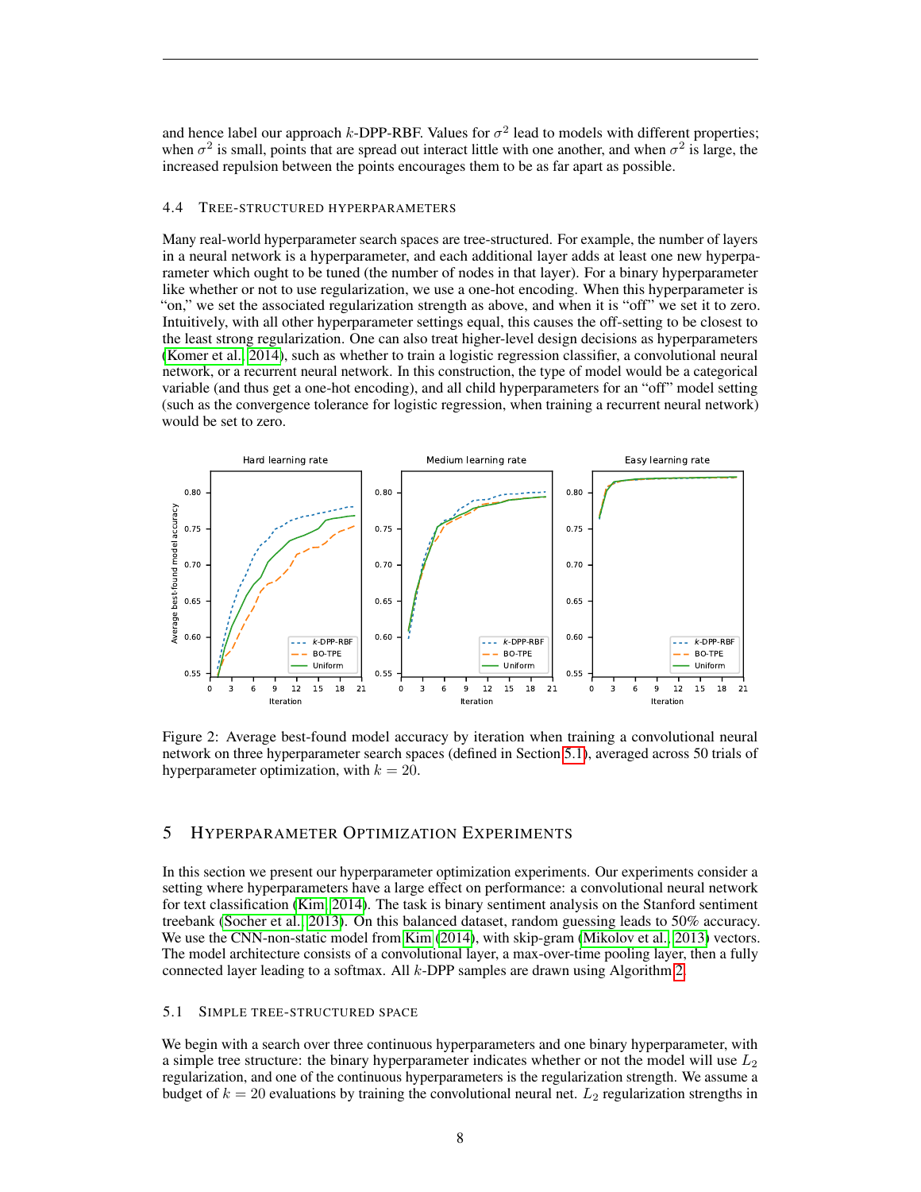and hence label our approach $k$-DPP-RBF. Values for $\sigma^2$ lead to models with different properties; when $\sigma^2$ is small, points that are spread out interact little with one another, and when $\sigma^2$ is large, the increased repulsion between the points encourages them to be as far apart as possible.

### 4.4 Tree-structured hyperparameters

Many real-world hyperparameter search spaces are tree-structured. For example, the number of layers in a neural network is a hyperparameter, and each additional layer adds at least one new hyperparameter which ought to be tuned (the number of nodes in that layer). For a binary hyperparameter like whether or not to use regularization, we use a one-hot encoding. When this hyperparameter is "on," we set the associated regularization strength as above, and when it is "off" we set it to zero. Intuitively, with all other hyperparameter settings equal, this causes the off-setting to be closest to the least strong regularization. One can also treat higher-level design decisions as hyperparameters (Komer et al., 2014), such as whether to train a logistic regression classifier, a convolutional neural network, or a recurrent neural network. In this construction, the type of model would be a categorical variable (and thus get a one-hot encoding), and all child hyperparameters for an "off" model setting (such as the convergence tolerance for logistic regression, when training a recurrent neural network) would be set to zero.

Figure 2: Average best-found model accuracy by iteration when training a convolutional neural network on three hyperparameter search spaces (defined in Section 5.1), averaged across 50 trials of hyperparameter optimization, with $k = 20$.

## 5 Hyperparameter Optimization Experiments

In this section we present our hyperparameter optimization experiments. Our experiments consider a setting where hyperparameters have a large effect on performance: a convolutional neural network for text classification (Kim, 2014). The task is binary sentiment analysis on the Stanford sentiment treebank (Socher et al., 2013). On this balanced dataset, random guessing leads to 50% accuracy. We use the CNN-non-static model from Kim (2014), with skip-gram (Mikolov et al., 2013) vectors. The model architecture consists of a convolutional layer, a max-over-time pooling layer, then a fully connected layer leading to a softmax. All $k$-DPP samples are drawn using Algorithm 2.

### 5.1 Simple tree-structured space

We begin with a search over three continuous hyperparameters and one binary hyperparameter, with a simple tree structure: the binary hyperparameter indicates whether or not the model will use $L_2$ regularization, and one of the continuous hyperparameters is the regularization strength. We assume a budget of $k = 20$ evaluations by training the convolutional neural net. $L_2$ regularization strengths in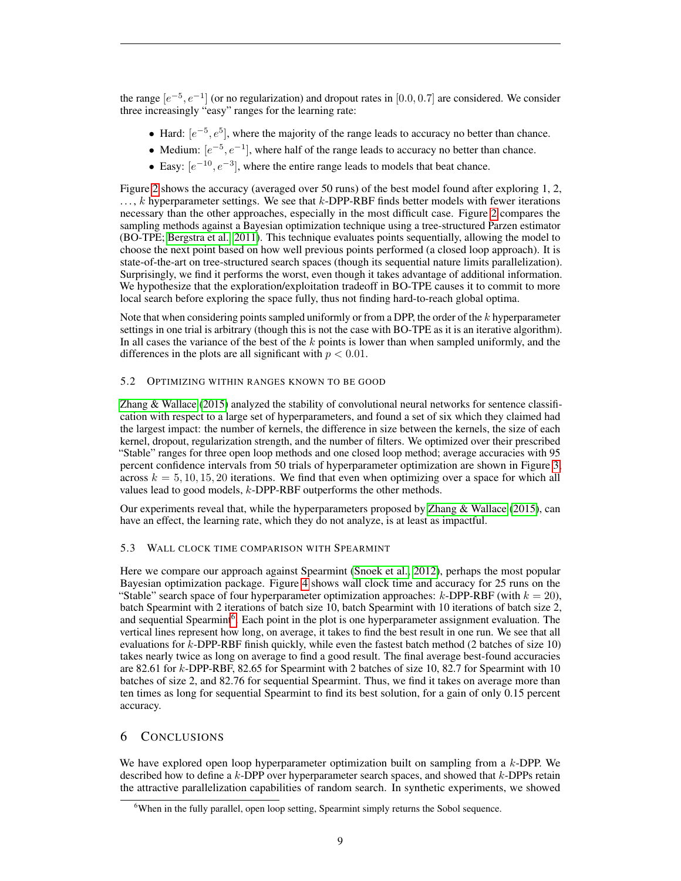the range $[e^{-5}, e^{-1}]$ (or no regularization) and dropout rates in $[0.0, 0.7]$ are considered. We consider three increasingly "easy" ranges for the learning rate:

- Hard: $[e^{-5}, e^{5}]$, where the majority of the range leads to accuracy no better than chance.
- Medium: $[e^{-5}, e^{-1}]$, where half of the range leads to accuracy no better than chance.
- Easy: $[e^{-10}, e^{-3}]$, where the entire range leads to models that beat chance.

Figure 2 shows the accuracy (averaged over 50 runs) of the best model found after exploring 1, 2, …, $k$ hyperparameter settings. We see that $k$-DPP-RBF finds better models with fewer iterations necessary than the other approaches, especially in the most difficult case. Figure 2 compares the sampling methods against a Bayesian optimization technique using a tree-structured Parzen estimator (BO-TPE; Bergstra et al. 2011). This technique evaluates points sequentially, allowing the model to choose the next point based on how well previous points performed (a closed loop approach). It is state-of-the-art on tree-structured search spaces (though its sequential nature limits parallelization). Surprisingly, we find it performs the worst, even though it takes advantage of additional information. We hypothesize that the exploration/exploitation tradeoff in BO-TPE causes it to commit to more local search before exploring the space fully, thus not finding hard-to-reach global optima.

Note that when considering points sampled uniformly or from a DPP, the order of the $k$ hyperparameter settings in one trial is arbitrary (though this is not the case with BO-TPE as it is an iterative algorithm). In all cases the variance of the best of the $k$ points is lower than when sampled uniformly, and the differences in the plots are all significant with $p < 0.01$.

### 5.2 Optimizing within ranges known to be good

Zhang & Wallace (2015) analyzed the stability of convolutional neural networks for sentence classification with respect to a large set of hyperparameters, and found a set of six which they claimed had the largest impact: the number of kernels, the difference in size between the kernels, the size of each kernel, dropout, regularization strength, and the number of filters. We optimized over their prescribed "Stable" ranges for three open loop methods and one closed loop method; average accuracies with 95 percent confidence intervals from 50 trials of hyperparameter optimization are shown in Figure 3, across $k = 5, 10, 15, 20$ iterations. We find that even when optimizing over a space for which all values lead to good models, $k$-DPP-RBF outperforms the other methods.

Our experiments reveal that, while the hyperparameters proposed by Zhang & Wallace (2015), can have an effect, the learning rate, which they do not analyze, is at least as impactful.

### 5.3 Wall clock time comparison with Spearmint

Here we compare our approach against Spearmint (Snoek et al. 2012), perhaps the most popular Bayesian optimization package. Figure 4 shows wall clock time and accuracy for 25 runs on the "Stable" search space of four hyperparameter optimization approaches: $k$-DPP-RBF (with $k = 20$), batch Spearmint with 2 iterations of batch size 10, batch Spearmint with 10 iterations of batch size 2, and sequential Spearmint[6]. Each point in the plot is one hyperparameter assignment evaluation. The vertical lines represent how long, on average, it takes to find the best result in one run. We see that all evaluations for $k$-DPP-RBF finish quickly, while even the fastest batch method (2 batches of size 10) takes nearly twice as long on average to find a good result. The final average best-found accuracies are 82.61 for $k$-DPP-RBF, 82.65 for Spearmint with 2 batches of size 10, 82.7 for Spearmint with 10 batches of size 2, and 82.76 for sequential Spearmint. Thus, we find it takes on average more than ten times as long for sequential Spearmint to find its best solution, for a gain of only 0.15 percent accuracy.

## 6 Conclusions

We have explored open loop hyperparameter optimization built on sampling from a $k$-DPP. We described how to define a $k$-DPP over hyperparameter search spaces, and showed that $k$-DPPs retain the attractive parallelization capabilities of random search. In synthetic experiments, we showed

[6] When in the fully parallel, open loop setting, Spearmint simply returns the Sobol sequence.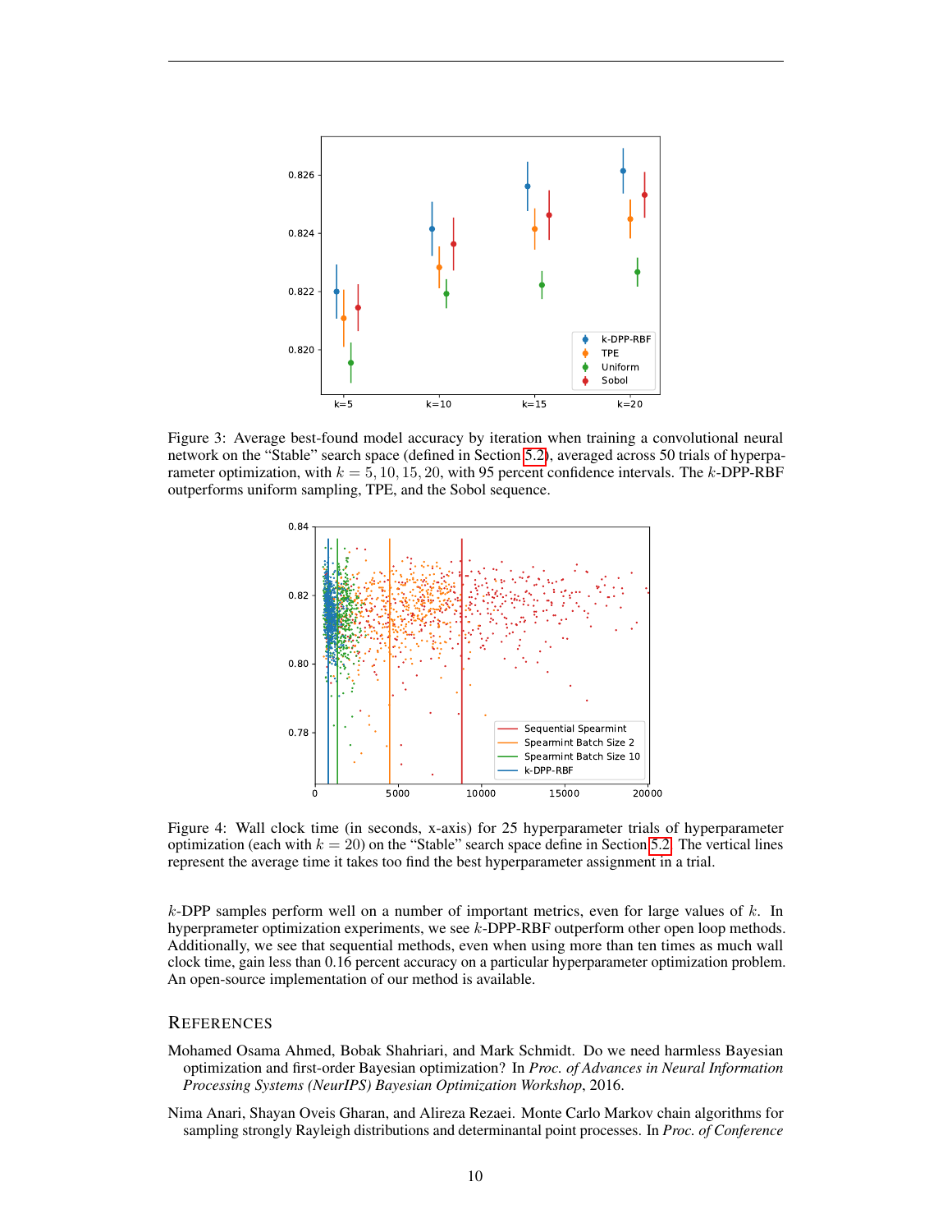Figure 3: Average best-found model accuracy by iteration when training a convolutional neural network on the “Stable” search space (defined in Section 5.2), averaged across 50 trials of hyperparameter optimization, with $k = 5, 10, 15, 20$, with 95 percent confidence intervals. The $k$-DPP-RBF outperforms uniform sampling, TPE, and the Sobol sequence.

Figure 4: Wall clock time (in seconds, x-axis) for 25 hyperparameter trials of hyperparameter optimization (each with $k = 20$) on the “Stable” search space define in Section 5.2. The vertical lines represent the average time it takes too find the best hyperparameter assignment in a trial.

$k$-DPP samples perform well on a number of important metrics, even for large values of $k$. In hyperpramemter optimization experiments, we see $k$-DPP-RBF outperform other open loop methods. Additionally, we see that sequential methods, even when using more than ten times as much wall clock time, gain less than 0.16 percent accuracy on a particular hyperparameter optimization problem. An open-source implementation of our method is available.

## References

Mohamed Osama Ahmed, Bobak Shahriari, and Mark Schmidt. Do we need harmless Bayesian optimization and first-order Bayesian optimization? In *Proc. of Advances in Neural Information Processing Systems (NeurIPS) Bayesian Optimization Workshop*, 2016.

Nima Anari, Shayan Oveis Gharan, and Alireza Rezaei. Monte Carlo Markov chain algorithms for sampling strongly Rayleigh distributions and determinantal point processes. In *Proc. of Conference*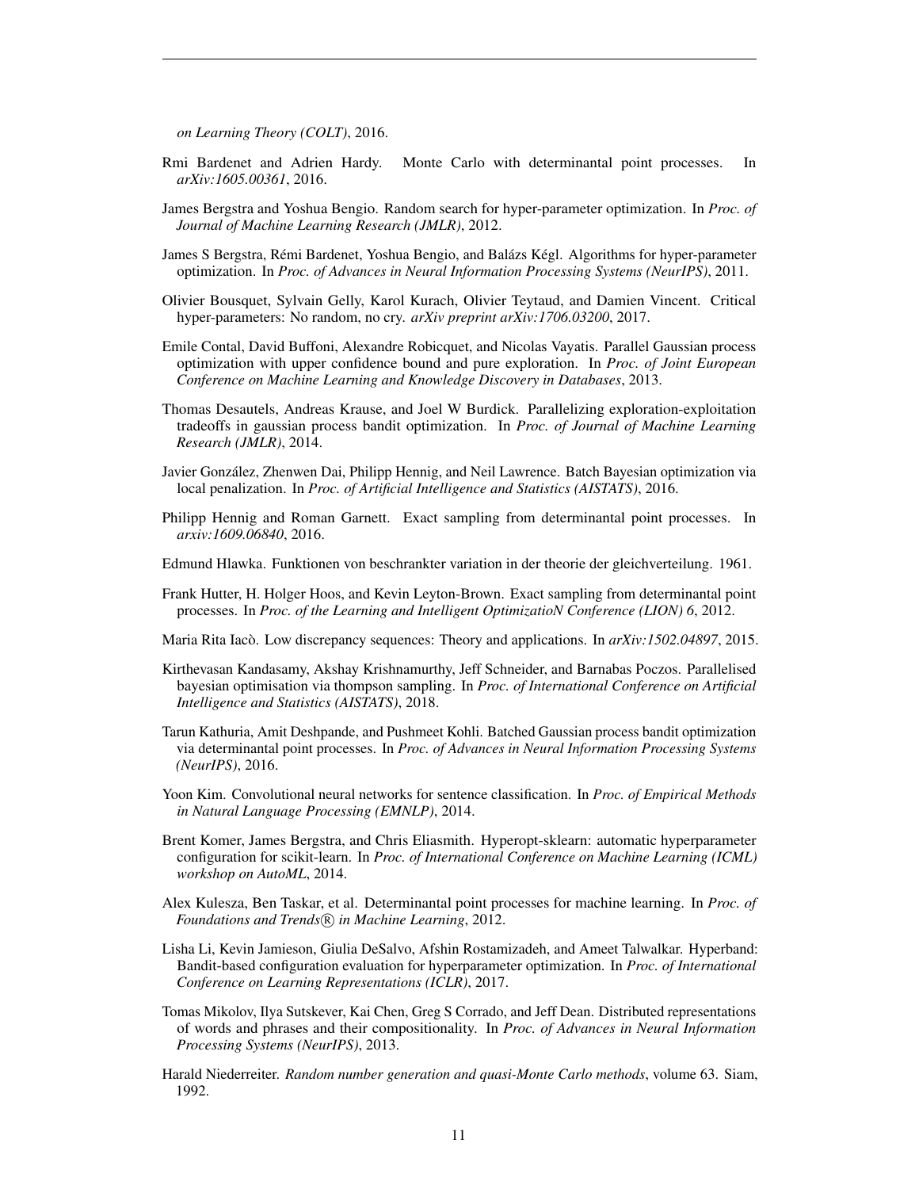*on Learning Theory (COLT)*, 2016.

Rmi Bardenet and Adrien Hardy. Monte Carlo with determinantal point processes. In *arXiv:1605.00361*, 2016.

James Bergstra and Yoshua Bengio. Random search for hyper-parameter optimization. In *Proc. of Journal of Machine Learning Research (JMLR)*, 2012.

James S Bergstra, Rémi Bardenet, Yoshua Bengio, and Balázs Kégl. Algorithms for hyper-parameter optimization. In *Proc. of Advances in Neural Information Processing Systems (NeurIPS)*, 2011.

Olivier Bousquet, Sylvain Gelly, Karol Kurach, Olivier Teytaud, and Damien Vincent. Critical hyper-parameters: No random, no cry. *arXiv preprint arXiv:1706.03200*, 2017.

Emile Contal, David Buffoni, Alexandre Robicquet, and Nicolas Vayatis. Parallel Gaussian process optimization with upper confidence bound and pure exploration. In *Proc. of Joint European Conference on Machine Learning and Knowledge Discovery in Databases*, 2013.

Thomas Desautels, Andreas Krause, and Joel W Burdick. Parallelizing exploration-exploitation tradeoffs in gaussian process bandit optimization. In *Proc. of Journal of Machine Learning Research (JMLR)*, 2014.

Javier González, Zhenwen Dai, Philipp Hennig, and Neil Lawrence. Batch Bayesian optimization via local penalization. In *Proc. of Artificial Intelligence and Statistics (AISTATS)*, 2016.

Philipp Hennig and Roman Garnett. Exact sampling from determinantal point processes. In *arxiv:1609.06840*, 2016.

Edmund Hlawka. Funktionen von beschrankter variation in der theorie der gleichverteilung. 1961.

Frank Hutter, H. Holger Hoos, and Kevin Leyton-Brown. Exact sampling from determinantal point processes. In *Proc. of the Learning and Intelligent OptimizatioN Conference (LION) 6*, 2012.

Maria Rita Iacò. Low discrepancy sequences: Theory and applications. In *arXiv:1502.04897*, 2015.

Kirthevasan Kandasamy, Akshay Krishnamurthy, Jeff Schneider, and Barnabas Poczos. Parallelised bayesian optimisation via thompson sampling. In *Proc. of International Conference on Artificial Intelligence and Statistics (AISTATS)*, 2018.

Tarun Kathuria, Amit Deshpande, and Pushmeet Kohli. Batched Gaussian process bandit optimization via determinantal point processes. In *Proc. of Advances in Neural Information Processing Systems (NeurIPS)*, 2016.

Yoon Kim. Convolutional neural networks for sentence classification. In *Proc. of Empirical Methods in Natural Language Processing (EMNLP)*, 2014.

Brent Komer, James Bergstra, and Chris Eliasmith. Hyperopt-sklearn: automatic hyperparameter configuration for scikit-learn. In *Proc. of International Conference on Machine Learning (ICML) workshop on AutoML*, 2014.

Alex Kulesza, Ben Taskar, et al. Determinantal point processes for machine learning. In *Proc. of Foundations and Trends® in Machine Learning*, 2012.

Lisha Li, Kevin Jamieson, Giulia DeSalvo, Afshin Rostamizadeh, and Ameet Talwalkar. Hyperband: Bandit-based configuration evaluation for hyperparameter optimization. In *Proc. of International Conference on Learning Representations (ICLR)*, 2017.

Tomas Mikolov, Ilya Sutskever, Kai Chen, Greg S Corrado, and Jeff Dean. Distributed representations of words and phrases and their compositionality. In *Proc. of Advances in Neural Information Processing Systems (NeurIPS)*, 2013.

Harald Niederreiter. *Random number generation and quasi-Monte Carlo methods*, volume 63. Siam, 1992.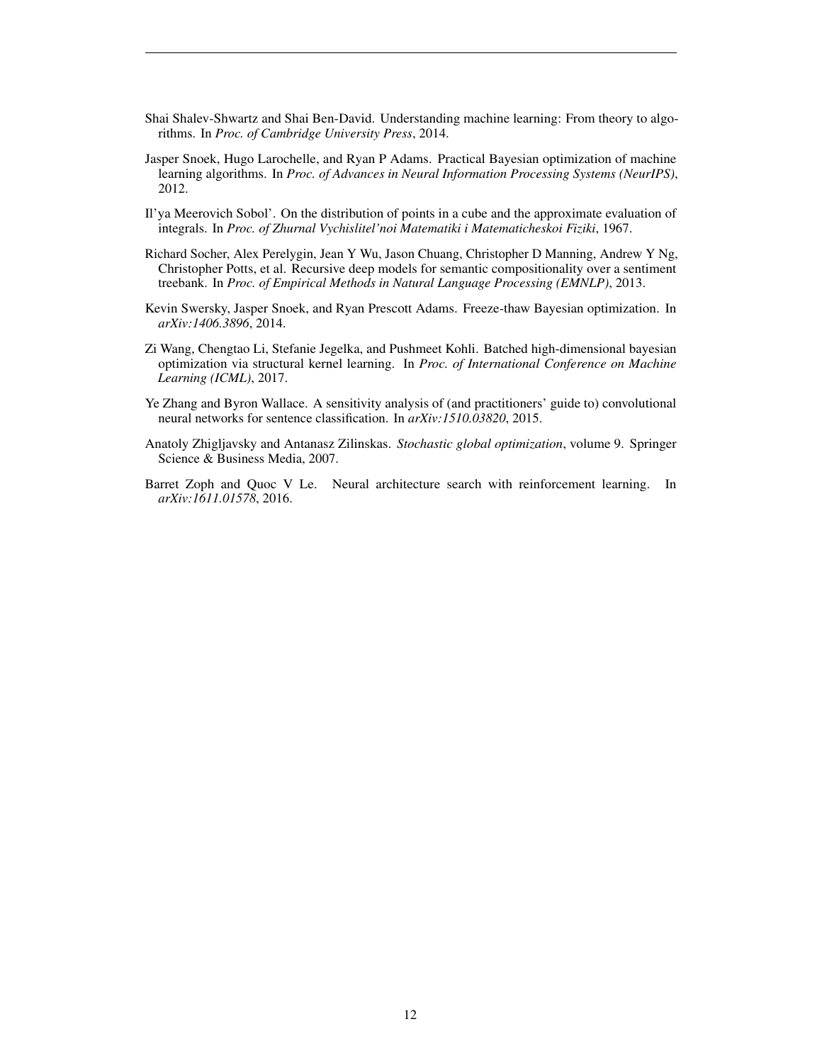Shai Shalev-Shwartz and Shai Ben-David. Understanding machine learning: From theory to algorithms. In *Proc. of Cambridge University Press*, 2014.

Jasper Snoek, Hugo Larochelle, and Ryan P Adams. Practical Bayesian optimization of machine learning algorithms. In *Proc. of Advances in Neural Information Processing Systems (NeurIPS)*, 2012.

Il'ya Meerovich Sobol'. On the distribution of points in a cube and the approximate evaluation of integrals. In *Proc. of Zhurnal Vychislitel'noi Matematiki i Matematicheskoi Fiziki*, 1967.

Richard Socher, Alex Perelygin, Jean Y Wu, Jason Chuang, Christopher D Manning, Andrew Y Ng, Christopher Potts, et al. Recursive deep models for semantic compositionality over a sentiment treebank. In *Proc. of Empirical Methods in Natural Language Processing (EMNLP)*, 2013.

Kevin Swersky, Jasper Snoek, and Ryan Prescott Adams. Freeze-thaw Bayesian optimization. In *arXiv:1406.3896*, 2014.

Zi Wang, Chengtao Li, Stefanie Jegelka, and Pushmeet Kohli. Batched high-dimensional bayesian optimization via structural kernel learning. In *Proc. of International Conference on Machine Learning (ICML)*, 2017.

Ye Zhang and Byron Wallace. A sensitivity analysis of (and practitioners' guide to) convolutional neural networks for sentence classification. In *arXiv:1510.03820*, 2015.

Anatoly Zhigljavsky and Antanasz Zilinskas. *Stochastic global optimization*, volume 9. Springer Science & Business Media, 2007.

Barret Zoph and Quoc V Le. Neural architecture search with reinforcement learning. In *arXiv:1611.01578*, 2016.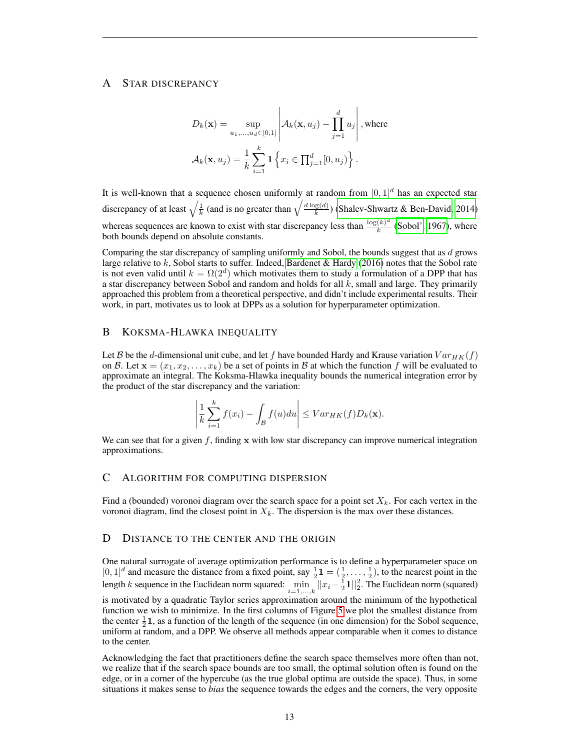## A Star discrepancy

$$D_k(\mathbf{x}) = \sup_{u_1,\ldots,u_d \in [0,1]} \left| \mathcal{A}_k(\mathbf{x}, u_j) - \prod_{j=1}^{d} u_j \right|, \text{where}$$

$$\mathcal{A}_k(\mathbf{x}, u_j) = \frac{1}{k} \sum_{i=1}^{k} \mathbf{1}\left\{ x_i \in \prod_{j=1}^{d} [0, u_j) \right\}.$$

It is well-known that a sequence chosen uniformly at random from $[0,1]^d$ has an expected star discrepancy of at least $\sqrt{\frac{1}{k}}$ (and is no greater than $\sqrt{\frac{d\log(d)}{k}}$) (Shalev-Shwartz & Ben-David, 2014) whereas sequences are known to exist with star discrepancy less than $\frac{\log(k)^d}{k}$ (Sobol', 1967), where both bounds depend on absolute constants.

Comparing the star discrepancy of sampling uniformly and Sobol, the bounds suggest that as $d$ grows large relative to $k$, Sobol starts to suffer. Indeed, Bardenet & Hardy (2016) notes that the Sobol rate is not even valid until $k = \Omega(2^d)$ which motivates them to study a formulation of a DPP that has a star discrepancy between Sobol and random and holds for all $k$, small and large. They primarily approached this problem from a theoretical perspective, and didn't include experimental results. Their work, in part, motivates us to look at DPPs as a solution for hyperparameter optimization.

## B Koksma-Hlawka inequality

Let $\mathcal{B}$ be the $d$-dimensional unit cube, and let $f$ have bounded Hardy and Krause variation $Var_{HK}(f)$ on $\mathcal{B}$. Let $\mathbf{x} = (x_1, x_2, \ldots, x_k)$ be a set of points in $\mathcal{B}$ at which the function $f$ will be evaluated to approximate an integral. The Koksma-Hlawka inequality bounds the numerical integration error by the product of the star discrepancy and the variation:

$$\left| \frac{1}{k} \sum_{i=1}^{k} f(x_i) - \int_{\mathcal{B}} f(u)du \right| \leq Var_{HK}(f) D_k(\mathbf{x}).$$

We can see that for a given $f$, finding $\mathbf{x}$ with low star discrepancy can improve numerical integration approximations.

## C Algorithm for computing dispersion

Find a (bounded) voronoi diagram over the search space for a point set $X_k$. For each vertex in the voronoi diagram, find the closest point in $X_k$. The dispersion is the max over these distances.

## D Distance to the center and the origin

One natural surrogate of average optimization performance is to define a hyperparameter space on $[0,1]^d$ and measure the distance from a fixed point, say $\frac{1}{2}\mathbf{1} = (\frac{1}{2}, \ldots, \frac{1}{2})$, to the nearest point in the length $k$ sequence in the Euclidean norm squared: $\min_{i=1,\ldots,k} ||x_i - \frac{1}{2}\mathbf{1}||_2^2$. The Euclidean norm (squared) is motivated by a quadratic Taylor series approximation around the minimum of the hypothetical function we wish to minimize. In the first columns of Figure 5 we plot the smallest distance from the center $\frac{1}{2}\mathbf{1}$, as a function of the length of the sequence (in one dimension) for the Sobol sequence, uniform at random, and a DPP. We observe all methods appear comparable when it comes to distance to the center.

Acknowledging the fact that practitioners define the search space themselves more often than not, we realize that if the search space bounds are too small, the optimal solution often is found on the edge, or in a corner of the hypercube (as the true global optima are outside the space). Thus, in some situations it makes sense to *bias* the sequence towards the edges and the corners, the very opposite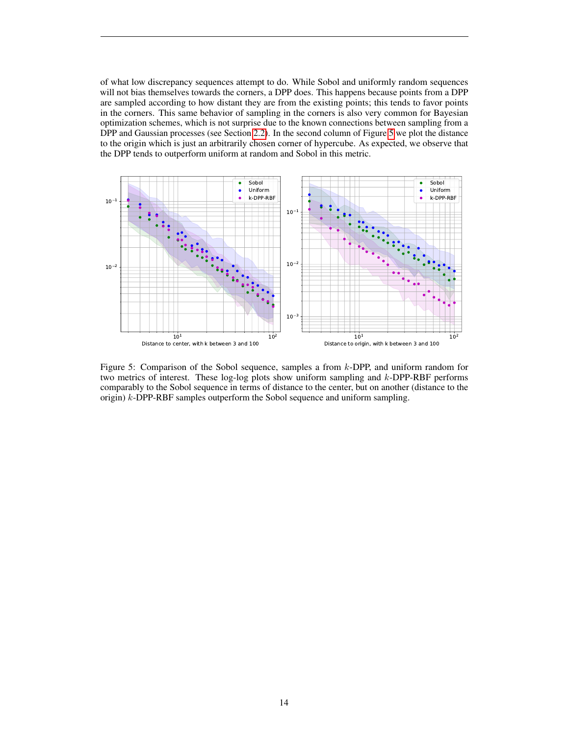of what low discrepancy sequences attempt to do. While Sobol and uniformly random sequences will not bias themselves towards the corners, a DPP does. This happens because points from a DPP are sampled according to how distant they are from the existing points; this tends to favor points in the corners. This same behavior of sampling in the corners is also very common for Bayesian optimization schemes, which is not surprise due to the known connections between sampling from a DPP and Gaussian processes (see Section 2.2). In the second column of Figure 5 we plot the distance to the origin which is just an arbitrarily chosen corner of hypercube. As expected, we observe that the DPP tends to outperform uniform at random and Sobol in this metric.

Sobol
Uniform
k-DPP-RBF

$10^{-1}$
$10^{-2}$
$10^{1}$
$10^{2}$

Distance to center, with k between 3 and 100

Sobol
Uniform
k-DPP-RBF

$10^{-1}$
$10^{-2}$
$10^{-3}$
$10^{1}$
$10^{2}$

Distance to origin, with k between 3 and 100

Figure 5: Comparison of the Sobol sequence, samples a from $k$-DPP, and uniform random for two metrics of interest. These log-log plots show uniform sampling and $k$-DPP-RBF performs comparably to the Sobol sequence in terms of distance to the center, but on another (distance to the origin) $k$-DPP-RBF samples outperform the Sobol sequence and uniform sampling.